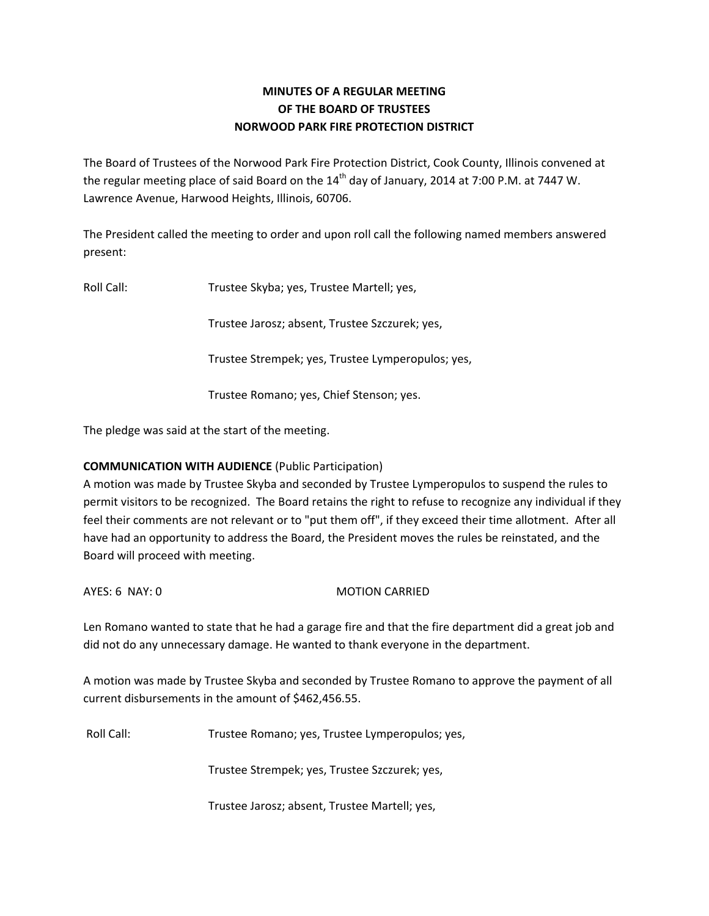**MINUTES OF A REGULAR MEETING**
**OF THE BOARD OF TRUSTEES**
**NORWOOD PARK FIRE PROTECTION DISTRICT**

The Board of Trustees of the Norwood Park Fire Protection District, Cook County, Illinois convened at the regular meeting place of said Board on the 14th day of January, 2014 at 7:00 P.M. at 7447 W. Lawrence Avenue, Harwood Heights, Illinois, 60706.

The President called the meeting to order and upon roll call the following named members answered present:

Roll Call: Trustee Skyba; yes, Trustee Martell; yes,

Trustee Jarosz; absent, Trustee Szczurek; yes,

Trustee Strempek; yes, Trustee Lymperopulos; yes,

Trustee Romano; yes, Chief Stenson; yes.

The pledge was said at the start of the meeting.

**COMMUNICATION WITH AUDIENCE** (Public Participation)
A motion was made by Trustee Skyba and seconded by Trustee Lymperopulos to suspend the rules to permit visitors to be recognized. The Board retains the right to refuse to recognize any individual if they feel their comments are not relevant or to "put them off", if they exceed their time allotment. After all have had an opportunity to address the Board, the President moves the rules be reinstated, and the Board will proceed with meeting.

AYES: 6 NAY: 0 MOTION CARRIED

Len Romano wanted to state that he had a garage fire and that the fire department did a great job and did not do any unnecessary damage. He wanted to thank everyone in the department.

A motion was made by Trustee Skyba and seconded by Trustee Romano to approve the payment of all current disbursements in the amount of $462,456.55.

Roll Call: Trustee Romano; yes, Trustee Lymperopulos; yes,

Trustee Strempek; yes, Trustee Szczurek; yes,

Trustee Jarosz; absent, Trustee Martell; yes,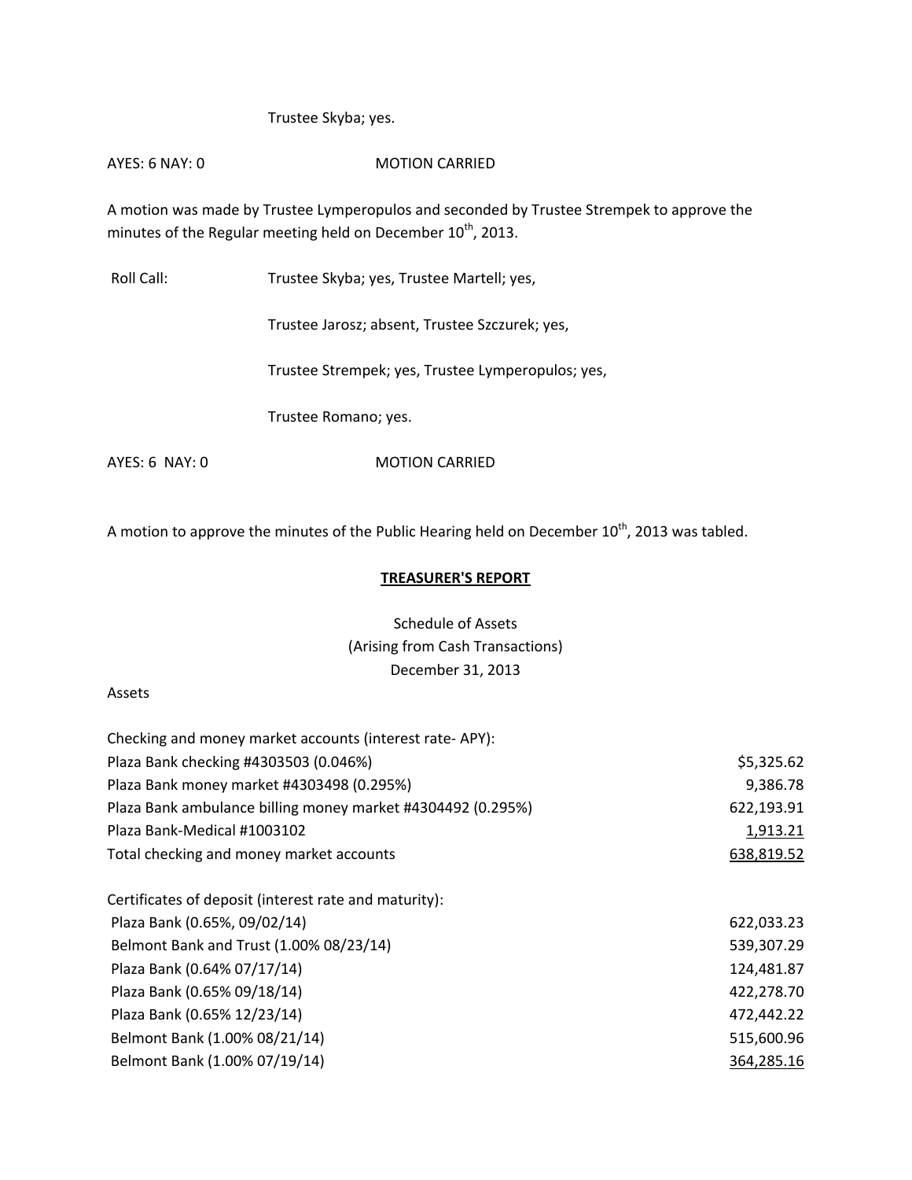Trustee Skyba; yes.

AYES: 6 NAY: 0 MOTION CARRIED

A motion was made by Trustee Lymperopulos and seconded by Trustee Strempek to approve the minutes of the Regular meeting held on December 10th, 2013.

Roll Call: Trustee Skyba; yes, Trustee Martell; yes,

Trustee Jarosz; absent, Trustee Szczurek; yes,

Trustee Strempek; yes, Trustee Lymperopulos; yes,

Trustee Romano; yes.

AYES: 6 NAY: 0 MOTION CARRIED

A motion to approve the minutes of the Public Hearing held on December 10th, 2013 was tabled.

## TREASURER'S REPORT

Schedule of Assets
(Arising from Cash Transactions)
December 31, 2013

Assets

| | |
|---|---|
| Checking and money market accounts (interest rate- APY): | |
| Plaza Bank checking #4303503 (0.046%) | $5,325.62 |
| Plaza Bank money market #4303498 (0.295%) | 9,386.78 |
| Plaza Bank ambulance billing money market #4304492 (0.295%) | 622,193.91 |
| Plaza Bank-Medical #1003102 | 1,913.21 |
| Total checking and money market accounts | 638,819.52 |
| | |
| Certificates of deposit (interest rate and maturity): | |
| Plaza Bank (0.65%, 09/02/14) | 622,033.23 |
| Belmont Bank and Trust (1.00% 08/23/14) | 539,307.29 |
| Plaza Bank (0.64% 07/17/14) | 124,481.87 |
| Plaza Bank (0.65% 09/18/14) | 422,278.70 |
| Plaza Bank (0.65% 12/23/14) | 472,442.22 |
| Belmont Bank (1.00% 08/21/14) | 515,600.96 |
| Belmont Bank (1.00% 07/19/14) | 364,285.16 |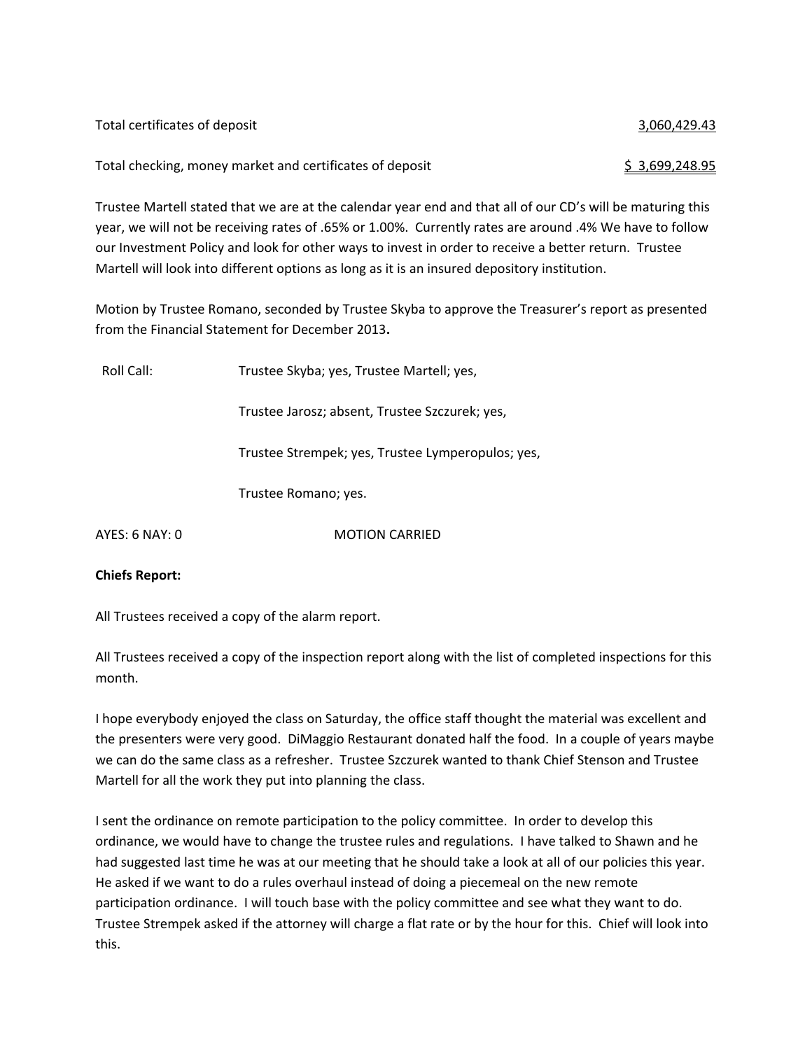| | |
|---|---|
| Total certificates of deposit | 3,060,429.43 |
| Total checking, money market and certificates of deposit | $ 3,699,248.95 |

Trustee Martell stated that we are at the calendar year end and that all of our CD's will be maturing this year, we will not be receiving rates of .65% or 1.00%. Currently rates are around .4% We have to follow our Investment Policy and look for other ways to invest in order to receive a better return. Trustee Martell will look into different options as long as it is an insured depository institution.

Motion by Trustee Romano, seconded by Trustee Skyba to approve the Treasurer's report as presented from the Financial Statement for December 2013**.**

Roll Call: Trustee Skyba; yes, Trustee Martell; yes,

Trustee Jarosz; absent, Trustee Szczurek; yes,

Trustee Strempek; yes, Trustee Lymperopulos; yes,

Trustee Romano; yes.

AYES: 6 NAY: 0 MOTION CARRIED

**Chiefs Report:**

All Trustees received a copy of the alarm report.

All Trustees received a copy of the inspection report along with the list of completed inspections for this month.

I hope everybody enjoyed the class on Saturday, the office staff thought the material was excellent and the presenters were very good. DiMaggio Restaurant donated half the food. In a couple of years maybe we can do the same class as a refresher. Trustee Szczurek wanted to thank Chief Stenson and Trustee Martell for all the work they put into planning the class.

I sent the ordinance on remote participation to the policy committee. In order to develop this ordinance, we would have to change the trustee rules and regulations. I have talked to Shawn and he had suggested last time he was at our meeting that he should take a look at all of our policies this year. He asked if we want to do a rules overhaul instead of doing a piecemeal on the new remote participation ordinance. I will touch base with the policy committee and see what they want to do. Trustee Strempek asked if the attorney will charge a flat rate or by the hour for this. Chief will look into this.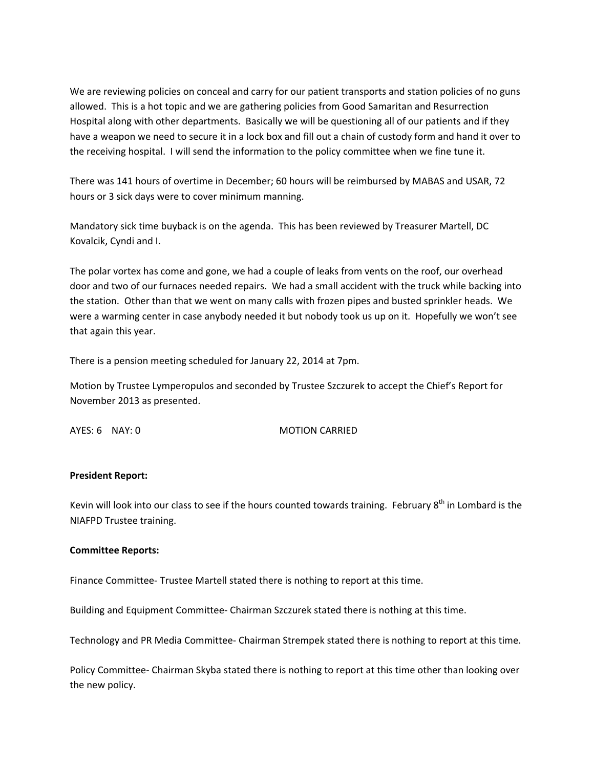We are reviewing policies on conceal and carry for our patient transports and station policies of no guns allowed. This is a hot topic and we are gathering policies from Good Samaritan and Resurrection Hospital along with other departments. Basically we will be questioning all of our patients and if they have a weapon we need to secure it in a lock box and fill out a chain of custody form and hand it over to the receiving hospital. I will send the information to the policy committee when we fine tune it.

There was 141 hours of overtime in December; 60 hours will be reimbursed by MABAS and USAR, 72 hours or 3 sick days were to cover minimum manning.

Mandatory sick time buyback is on the agenda. This has been reviewed by Treasurer Martell, DC Kovalcik, Cyndi and I.

The polar vortex has come and gone, we had a couple of leaks from vents on the roof, our overhead door and two of our furnaces needed repairs. We had a small accident with the truck while backing into the station. Other than that we went on many calls with frozen pipes and busted sprinkler heads. We were a warming center in case anybody needed it but nobody took us up on it. Hopefully we won't see that again this year.

There is a pension meeting scheduled for January 22, 2014 at 7pm.

Motion by Trustee Lymperopulos and seconded by Trustee Szczurek to accept the Chief's Report for November 2013 as presented.

AYES: 6 NAY: 0 MOTION CARRIED

**President Report:**

Kevin will look into our class to see if the hours counted towards training. February 8th in Lombard is the NIAFPD Trustee training.

**Committee Reports:**

Finance Committee- Trustee Martell stated there is nothing to report at this time.

Building and Equipment Committee- Chairman Szczurek stated there is nothing at this time.

Technology and PR Media Committee- Chairman Strempek stated there is nothing to report at this time.

Policy Committee- Chairman Skyba stated there is nothing to report at this time other than looking over the new policy.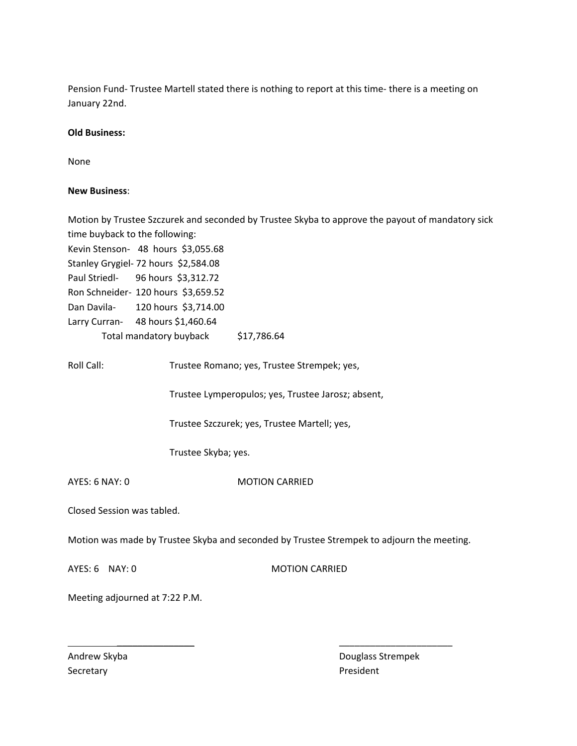Pension Fund- Trustee Martell stated there is nothing to report at this time- there is a meeting on January 22nd.

**Old Business:**

None

**New Business**:

Motion by Trustee Szczurek and seconded by Trustee Skyba to approve the payout of mandatory sick time buyback to the following:

Kevin Stenson- 48 hours $3,055.68
Stanley Grygiel- 72 hours $2,584.08
Paul Striedl- 96 hours $3,312.72
Ron Schneider- 120 hours $3,659.52
Dan Davila- 120 hours $3,714.00
Larry Curran- 48 hours $1,460.64
Total mandatory buyback $17,786.64

Roll Call: Trustee Romano; yes, Trustee Strempek; yes,

Trustee Lymperopulos; yes, Trustee Jarosz; absent,

Trustee Szczurek; yes, Trustee Martell; yes,

Trustee Skyba; yes.

AYES: 6 NAY: 0 MOTION CARRIED

Closed Session was tabled.

Motion was made by Trustee Skyba and seconded by Trustee Strempek to adjourn the meeting.

AYES: 6 NAY: 0 MOTION CARRIED

Meeting adjourned at 7:22 P.M.

\_\_\_\_\_\_\_\_\_\_\_\_\_\_\_\_\_\_\_\_\_\_\_\_ \_\_\_\_\_\_\_\_\_\_\_\_\_\_\_\_\_\_\_\_\_\_\_\_

Andrew Skyba Douglass Strempek
Secretary President